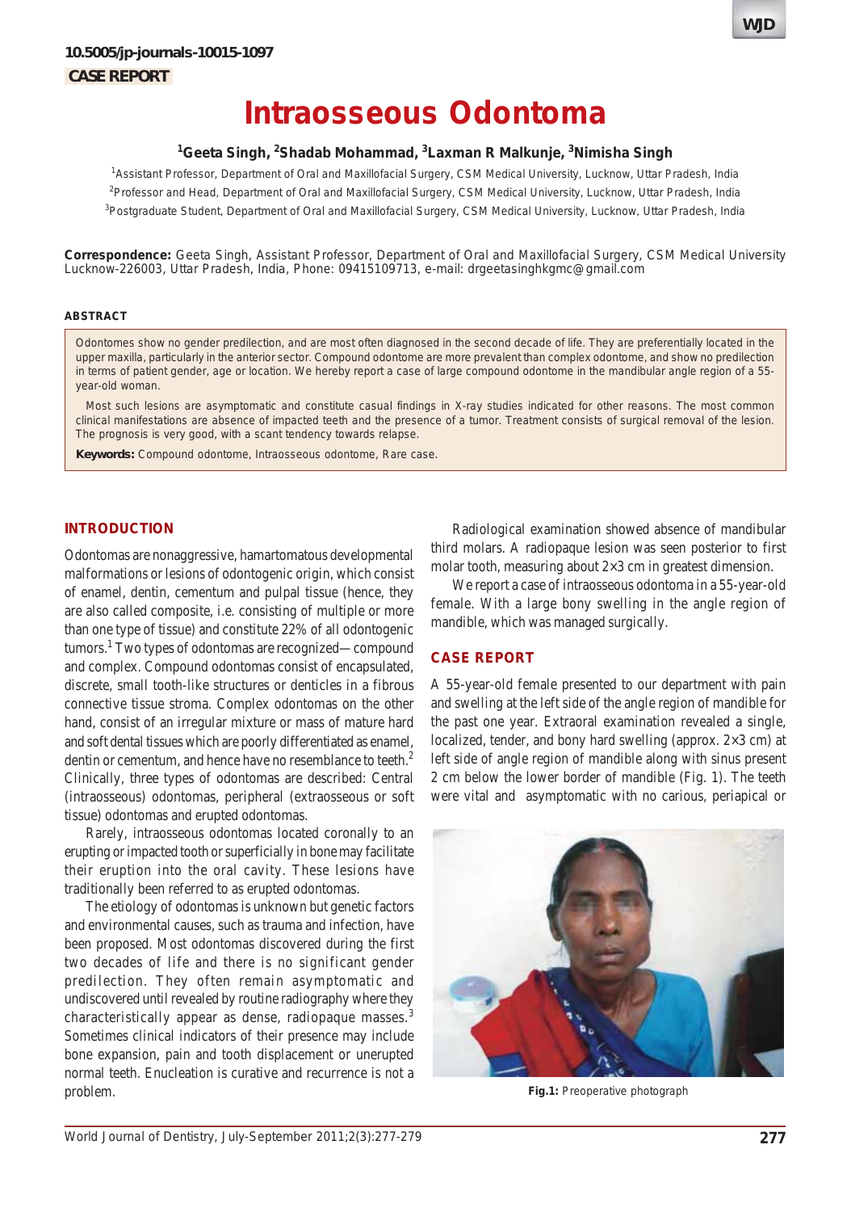10.5005/jp-journals-10015-1097

CASE REPORT

# Intraosseous Odontoma

[1]Geeta Singh, [2]Shadab Mohammad, [3]Laxman R Malkunje, [3]Nimisha Singh

[1]Assistant Professor, Department of Oral and Maxillofacial Surgery, CSM Medical University, Lucknow, Uttar Pradesh, India

[2]Professor and Head, Department of Oral and Maxillofacial Surgery, CSM Medical University, Lucknow, Uttar Pradesh, India

[3]Postgraduate Student, Department of Oral and Maxillofacial Surgery, CSM Medical University, Lucknow, Uttar Pradesh, India

**Correspondence:** Geeta Singh, Assistant Professor, Department of Oral and Maxillofacial Surgery, CSM Medical University Lucknow-226003, Uttar Pradesh, India, Phone: 09415109713, e-mail: drgeetasinghkgmc@gmail.com

## ABSTRACT

Odontomes show no gender predilection, and are most often diagnosed in the second decade of life. They are preferentially located in the upper maxilla, particularly in the anterior sector. Compound odontome are more prevalent than complex odontome, and show no predilection in terms of patient gender, age or location. We hereby report a case of large compound odontome in the mandibular angle region of a 55-year-old woman.

Most such lesions are asymptomatic and constitute casual findings in X-ray studies indicated for other reasons. The most common clinical manifestations are absence of impacted teeth and the presence of a tumor. Treatment consists of surgical removal of the lesion. The prognosis is very good, with a scant tendency towards relapse.

**Keywords:** Compound odontome, Intraosseous odontome, Rare case.

## INTRODUCTION

Odontomas are nonaggressive, hamartomatous developmental malformations or lesions of odontogenic origin, which consist of enamel, dentin, cementum and pulpal tissue (hence, they are also called composite, i.e. consisting of multiple or more than one type of tissue) and constitute 22% of all odontogenic tumors.[1] Two types of odontomas are recognized—compound and complex. Compound odontomas consist of encapsulated, discrete, small tooth-like structures or denticles in a fibrous connective tissue stroma. Complex odontomas on the other hand, consist of an irregular mixture or mass of mature hard and soft dental tissues which are poorly differentiated as enamel, dentin or cementum, and hence have no resemblance to teeth.[2] Clinically, three types of odontomas are described: Central (intraosseous) odontomas, peripheral (extraosseous or soft tissue) odontomas and erupted odontomas.

Rarely, intraosseous odontomas located coronally to an erupting or impacted tooth or superficially in bone may facilitate their eruption into the oral cavity. These lesions have traditionally been referred to as erupted odontomas.

The etiology of odontomas is unknown but genetic factors and environmental causes, such as trauma and infection, have been proposed. Most odontomas discovered during the first two decades of life and there is no significant gender predilection. They often remain asymptomatic and undiscovered until revealed by routine radiography where they characteristically appear as dense, radiopaque masses.[3] Sometimes clinical indicators of their presence may include bone expansion, pain and tooth displacement or unerupted normal teeth. Enucleation is curative and recurrence is not a problem.

Radiological examination showed absence of mandibular third molars. A radiopaque lesion was seen posterior to first molar tooth, measuring about 2×3 cm in greatest dimension.

We report a case of intraosseous odontoma in a 55-year-old female. With a large bony swelling in the angle region of mandible, which was managed surgically.

## CASE REPORT

A 55-year-old female presented to our department with pain and swelling at the left side of the angle region of mandible for the past one year. Extraoral examination revealed a single, localized, tender, and bony hard swelling (approx. 2×3 cm) at left side of angle region of mandible along with sinus present 2 cm below the lower border of mandible (Fig. 1). The teeth were vital and asymptomatic with no carious, periapical or

**Fig.1:** Preoperative photograph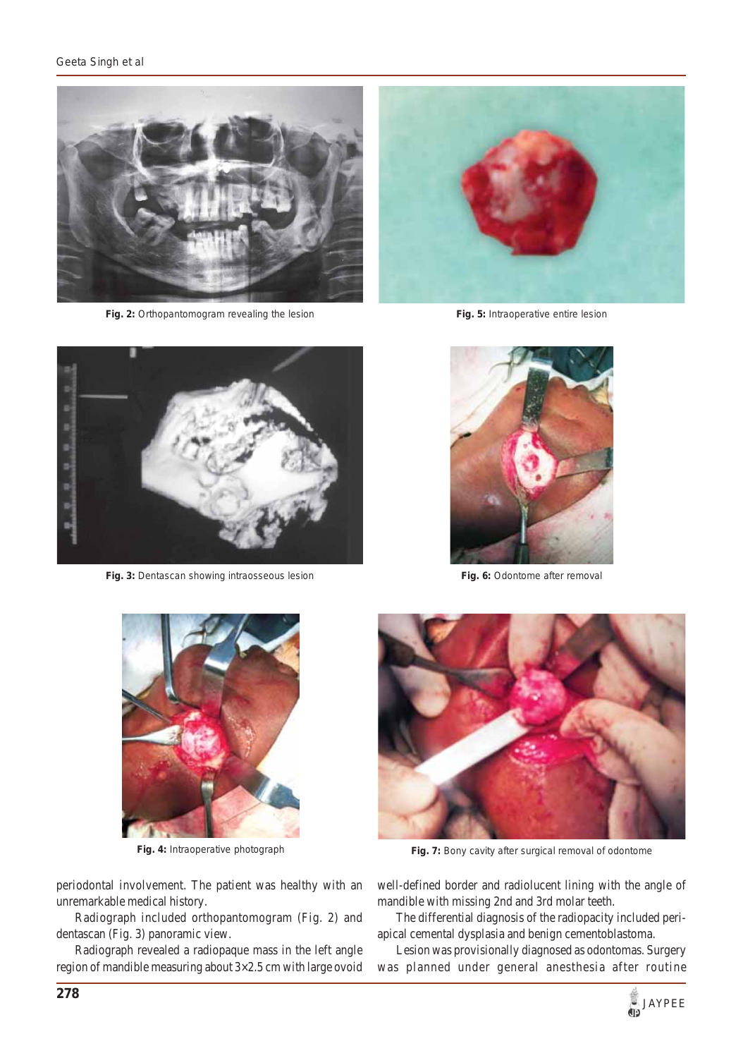Fig. 2: Orthopantomogram revealing the lesion

Fig. 5: Intraoperative entire lesion

Fig. 3: Dentascan showing intraosseous lesion

Fig. 6: Odontome after removal

Fig. 4: Intraoperative photograph

Fig. 7: Bony cavity after surgical removal of odontome

periodontal involvement. The patient was healthy with an unremarkable medical history.

Radiograph included orthopantomogram (Fig. 2) and dentascan (Fig. 3) panoramic view.

Radiograph revealed a radiopaque mass in the left angle region of mandible measuring about 3×2.5 cm with large ovoid well-defined border and radiolucent lining with the angle of mandible with missing 2nd and 3rd molar teeth.

The differential diagnosis of the radiopacity included peri-apical cemental dysplasia and benign cementoblastoma.

Lesion was provisionally diagnosed as odontomas. Surgery was planned under general anesthesia after routine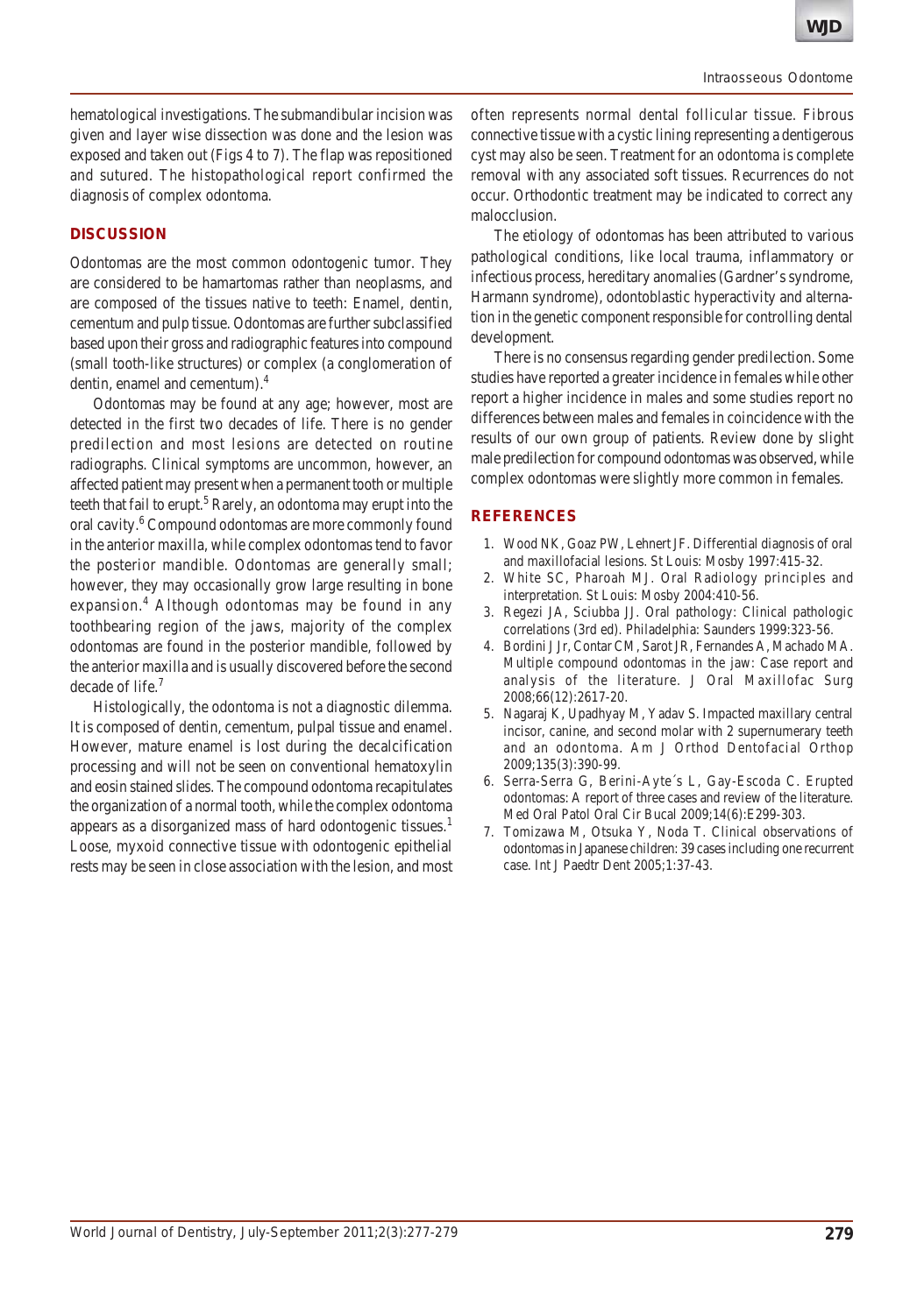hematological investigations. The submandibular incision was given and layer wise dissection was done and the lesion was exposed and taken out (Figs 4 to 7). The flap was repositioned and sutured. The histopathological report confirmed the diagnosis of complex odontoma.

## DISCUSSION

Odontomas are the most common odontogenic tumor. They are considered to be hamartomas rather than neoplasms, and are composed of the tissues native to teeth: Enamel, dentin, cementum and pulp tissue. Odontomas are further subclassified based upon their gross and radiographic features into compound (small tooth-like structures) or complex (a conglomeration of dentin, enamel and cementum).[4]

Odontomas may be found at any age; however, most are detected in the first two decades of life. There is no gender predilection and most lesions are detected on routine radiographs. Clinical symptoms are uncommon, however, an affected patient may present when a permanent tooth or multiple teeth that fail to erupt.[5] Rarely, an odontoma may erupt into the oral cavity.[6] Compound odontomas are more commonly found in the anterior maxilla, while complex odontomas tend to favor the posterior mandible. Odontomas are generally small; however, they may occasionally grow large resulting in bone expansion.[4] Although odontomas may be found in any toothbearing region of the jaws, majority of the complex odontomas are found in the posterior mandible, followed by the anterior maxilla and is usually discovered before the second decade of life.[7]

Histologically, the odontoma is not a diagnostic dilemma. It is composed of dentin, cementum, pulpal tissue and enamel. However, mature enamel is lost during the decalcification processing and will not be seen on conventional hematoxylin and eosin stained slides. The compound odontoma recapitulates the organization of a normal tooth, while the complex odontoma appears as a disorganized mass of hard odontogenic tissues.[1] Loose, myxoid connective tissue with odontogenic epithelial rests may be seen in close association with the lesion, and most often represents normal dental follicular tissue. Fibrous connective tissue with a cystic lining representing a dentigerous cyst may also be seen. Treatment for an odontoma is complete removal with any associated soft tissues. Recurrences do not occur. Orthodontic treatment may be indicated to correct any malocclusion.

The etiology of odontomas has been attributed to various pathological conditions, like local trauma, inflammatory or infectious process, hereditary anomalies (Gardner's syndrome, Harmann syndrome), odontoblastic hyperactivity and alternation in the genetic component responsible for controlling dental development.

There is no consensus regarding gender predilection. Some studies have reported a greater incidence in females while other report a higher incidence in males and some studies report no differences between males and females in coincidence with the results of our own group of patients. Review done by slight male predilection for compound odontomas was observed, while complex odontomas were slightly more common in females.

## REFERENCES

1. Wood NK, Goaz PW, Lehnert JF. Differential diagnosis of oral and maxillofacial lesions. St Louis: Mosby 1997:415-32.
2. White SC, Pharoah MJ. Oral Radiology principles and interpretation. St Louis: Mosby 2004:410-56.
3. Regezi JA, Sciubba JJ. Oral pathology: Clinical pathologic correlations (3rd ed). Philadelphia: Saunders 1999:323-56.
4. Bordini J Jr, Contar CM, Sarot JR, Fernandes A, Machado MA. Multiple compound odontomas in the jaw: Case report and analysis of the literature. J Oral Maxillofac Surg 2008;66(12):2617-20.
5. Nagaraj K, Upadhyay M, Yadav S. Impacted maxillary central incisor, canine, and second molar with 2 supernumerary teeth and an odontoma. Am J Orthod Dentofacial Orthop 2009;135(3):390-99.
6. Serra-Serra G, Berini-Ayte´s L, Gay-Escoda C. Erupted odontomas: A report of three cases and review of the literature. Med Oral Patol Oral Cir Bucal 2009;14(6):E299-303.
7. Tomizawa M, Otsuka Y, Noda T. Clinical observations of odontomas in Japanese children: 39 cases including one recurrent case. Int J Paedtr Dent 2005;1:37-43.